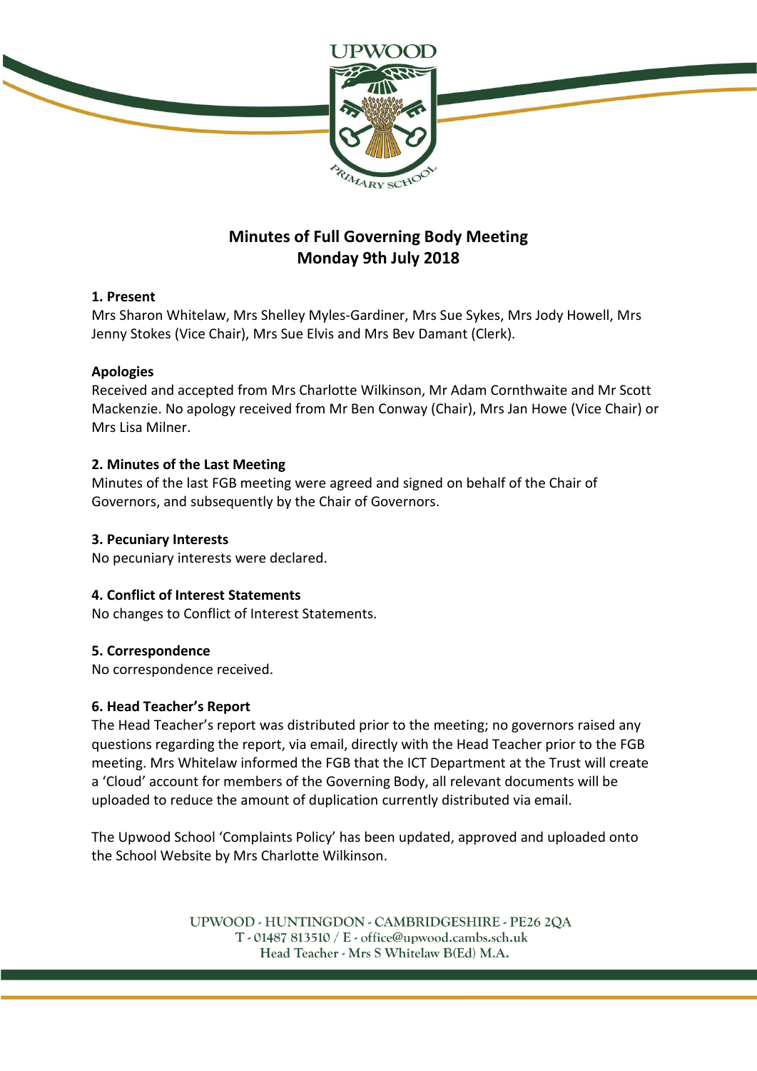# Minutes of Full Governing Body Meeting
## Monday 9th July 2018

### 1. Present

Mrs Sharon Whitelaw, Mrs Shelley Myles-Gardiner, Mrs Sue Sykes, Mrs Jody Howell, Mrs Jenny Stokes (Vice Chair), Mrs Sue Elvis and Mrs Bev Damant (Clerk).

### Apologies

Received and accepted from Mrs Charlotte Wilkinson, Mr Adam Cornthwaite and Mr Scott Mackenzie. No apology received from Mr Ben Conway (Chair), Mrs Jan Howe (Vice Chair) or Mrs Lisa Milner.

### 2. Minutes of the Last Meeting

Minutes of the last FGB meeting were agreed and signed on behalf of the Chair of Governors, and subsequently by the Chair of Governors.

### 3. Pecuniary Interests

No pecuniary interests were declared.

### 4. Conflict of Interest Statements

No changes to Conflict of Interest Statements.

### 5. Correspondence

No correspondence received.

### 6. Head Teacher's Report

The Head Teacher's report was distributed prior to the meeting; no governors raised any questions regarding the report, via email, directly with the Head Teacher prior to the FGB meeting. Mrs Whitelaw informed the FGB that the ICT Department at the Trust will create a 'Cloud' account for members of the Governing Body, all relevant documents will be uploaded to reduce the amount of duplication currently distributed via email.

The Upwood School 'Complaints Policy' has been updated, approved and uploaded onto the School Website by Mrs Charlotte Wilkinson.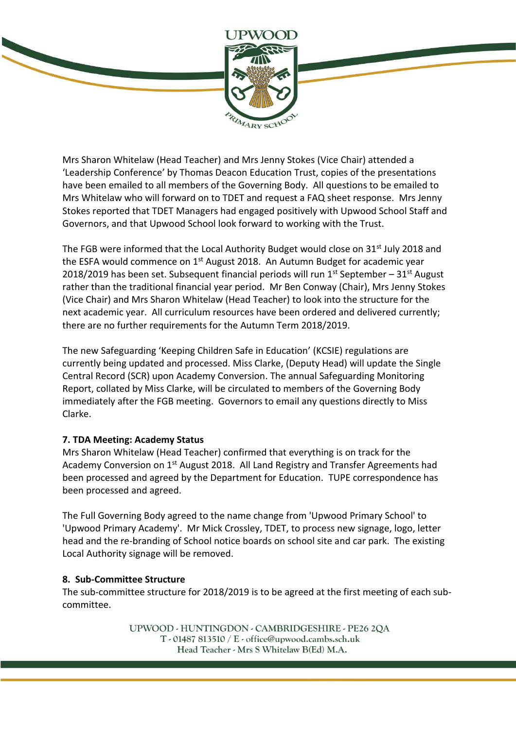Mrs Sharon Whitelaw (Head Teacher) and Mrs Jenny Stokes (Vice Chair) attended a 'Leadership Conference' by Thomas Deacon Education Trust, copies of the presentations have been emailed to all members of the Governing Body. All questions to be emailed to Mrs Whitelaw who will forward on to TDET and request a FAQ sheet response. Mrs Jenny Stokes reported that TDET Managers had engaged positively with Upwood School Staff and Governors, and that Upwood School look forward to working with the Trust.

The FGB were informed that the Local Authority Budget would close on 31st July 2018 and the ESFA would commence on 1st August 2018. An Autumn Budget for academic year 2018/2019 has been set. Subsequent financial periods will run 1st September – 31st August rather than the traditional financial year period. Mr Ben Conway (Chair), Mrs Jenny Stokes (Vice Chair) and Mrs Sharon Whitelaw (Head Teacher) to look into the structure for the next academic year. All curriculum resources have been ordered and delivered currently; there are no further requirements for the Autumn Term 2018/2019.

The new Safeguarding 'Keeping Children Safe in Education' (KCSIE) regulations are currently being updated and processed. Miss Clarke, (Deputy Head) will update the Single Central Record (SCR) upon Academy Conversion. The annual Safeguarding Monitoring Report, collated by Miss Clarke, will be circulated to members of the Governing Body immediately after the FGB meeting. Governors to email any questions directly to Miss Clarke.

**7. TDA Meeting: Academy Status**

Mrs Sharon Whitelaw (Head Teacher) confirmed that everything is on track for the Academy Conversion on 1st August 2018. All Land Registry and Transfer Agreements had been processed and agreed by the Department for Education. TUPE correspondence has been processed and agreed.

The Full Governing Body agreed to the name change from 'Upwood Primary School' to 'Upwood Primary Academy'. Mr Mick Crossley, TDET, to process new signage, logo, letter head and the re-branding of School notice boards on school site and car park. The existing Local Authority signage will be removed.

**8. Sub-Committee Structure**

The sub-committee structure for 2018/2019 is to be agreed at the first meeting of each sub-committee.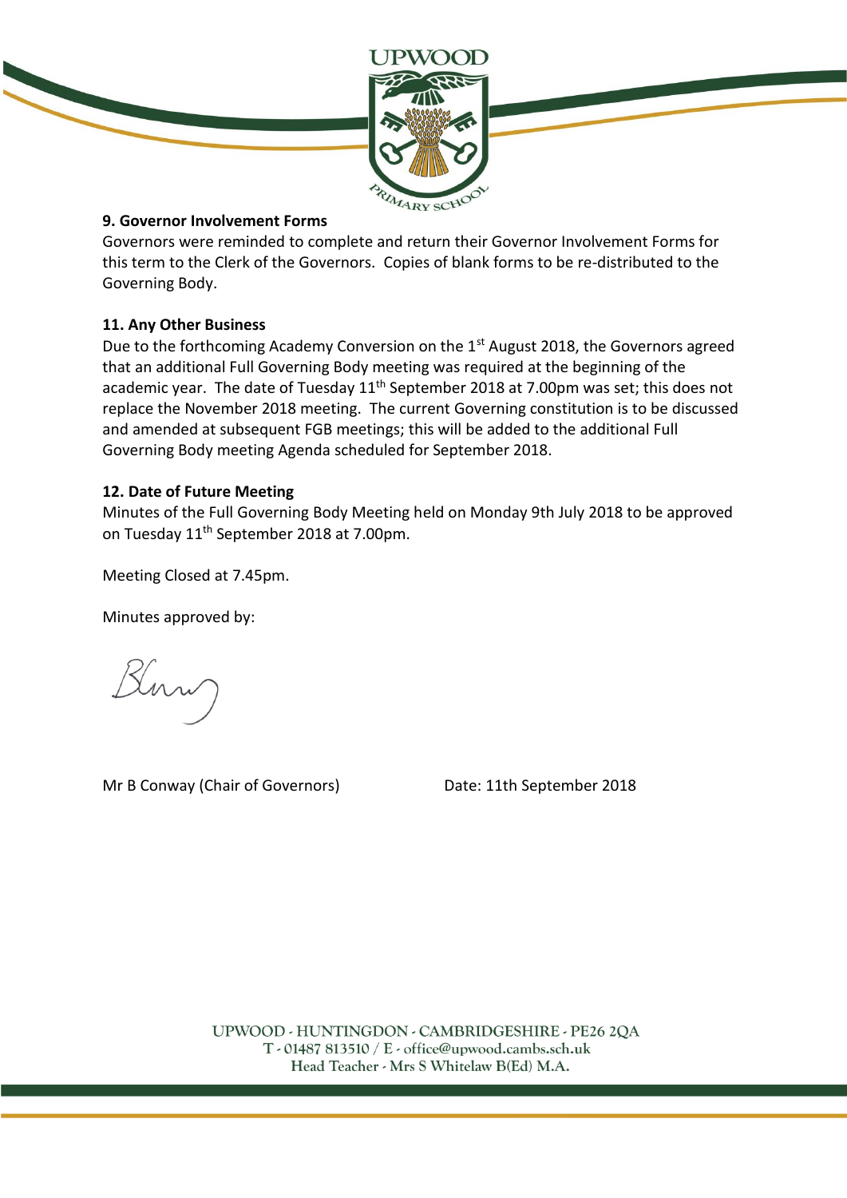### 9. Governor Involvement Forms

Governors were reminded to complete and return their Governor Involvement Forms for this term to the Clerk of the Governors. Copies of blank forms to be re-distributed to the Governing Body.

### 11. Any Other Business

Due to the forthcoming Academy Conversion on the 1st August 2018, the Governors agreed that an additional Full Governing Body meeting was required at the beginning of the academic year. The date of Tuesday 11th September 2018 at 7.00pm was set; this does not replace the November 2018 meeting. The current Governing constitution is to be discussed and amended at subsequent FGB meetings; this will be added to the additional Full Governing Body meeting Agenda scheduled for September 2018.

### 12. Date of Future Meeting

Minutes of the Full Governing Body Meeting held on Monday 9th July 2018 to be approved on Tuesday 11th September 2018 at 7.00pm.

Meeting Closed at 7.45pm.

Minutes approved by:

Mr B Conway (Chair of Governors) Date: 11th September 2018